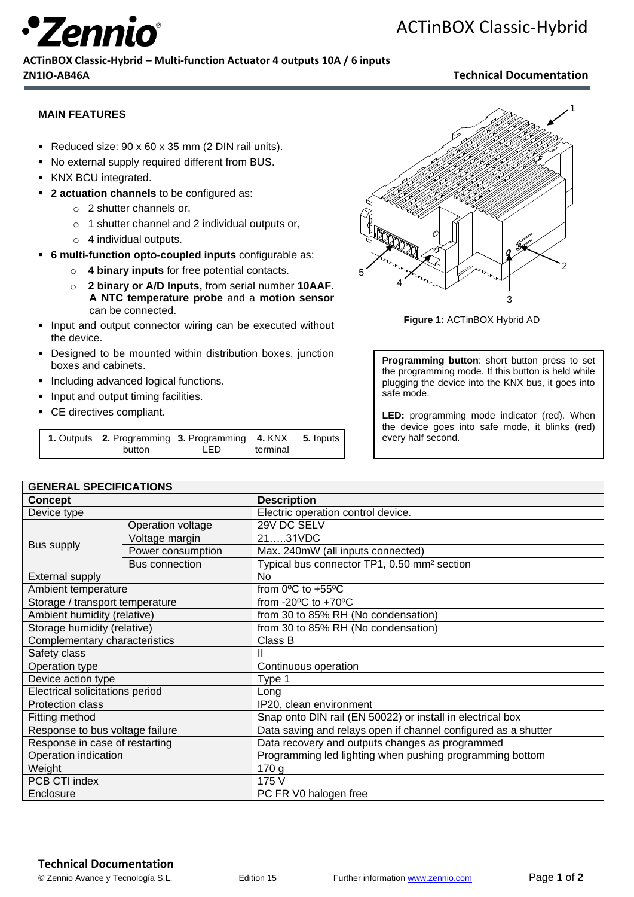# ACTinBOX Classic-Hybrid

**ACTinBOX Classic-Hybrid – Multi-function Actuator 4 outputs 10A / 6 inputs**

**ZN1IO-AB46A**

**Technical Documentation**

## MAIN FEATURES

- Reduced size: 90 x 60 x 35 mm (2 DIN rail units).
- No external supply required different from BUS.
- KNX BCU integrated.
- **2 actuation channels** to be configured as:
  - 2 shutter channels or,
  - 1 shutter channel and 2 individual outputs or,
  - 4 individual outputs.
- **6 multi-function opto-coupled inputs** configurable as:
  - **4 binary inputs** for free potential contacts.
  - **2 binary or A/D Inputs,** from serial number **10AAF. A NTC temperature probe** and a **motion sensor** can be connected.
- Input and output connector wiring can be executed without the device.
- Designed to be mounted within distribution boxes, junction boxes and cabinets.
- Including advanced logical functions.
- Input and output timing facilities.
- CE directives compliant.

| **1.** Outputs | **2.** Programming button | **3.** Programming LED | **4.** KNX terminal | **5.** Inputs |
|---|---|---|---|---|

**Figure 1:** ACTinBOX Hybrid AD

**Programming button**: short button press to set the programming mode. If this button is held while plugging the device into the KNX bus, it goes into safe mode.

**LED:** programming mode indicator (red). When the device goes into safe mode, it blinks (red) every half second.

| GENERAL SPECIFICATIONS | | |
|---|---|---|
| **Concept** | | **Description** |
| Device type | | Electric operation control device. |
| Bus supply | Operation voltage | 29V DC SELV |
| | Voltage margin | 21…..31VDC |
| | Power consumption | Max. 240mW (all inputs connected) |
| | Bus connection | Typical bus connector TP1, 0.50 mm² section |
| External supply | | No |
| Ambient temperature | | from 0ºC to +55ºC |
| Storage / transport temperature | | from -20ºC to +70ºC |
| Ambient humidity (relative) | | from 30 to 85% RH (No condensation) |
| Storage humidity (relative) | | from 30 to 85% RH (No condensation) |
| Complementary characteristics | | Class B |
| Safety class | | II |
| Operation type | | Continuous operation |
| Device action type | | Type 1 |
| Electrical solicitations period | | Long |
| Protection class | | IP20, clean environment |
| Fitting method | | Snap onto DIN rail (EN 50022) or install in electrical box |
| Response to bus voltage failure | | Data saving and relays open if channel configured as a shutter |
| Response in case of restarting | | Data recovery and outputs changes as programmed |
| Operation indication | | Programming led lighting when pushing programming bottom |
| Weight | | 170 g |
| PCB CTI index | | 175 V |
| Enclosure | | PC FR V0 halogen free |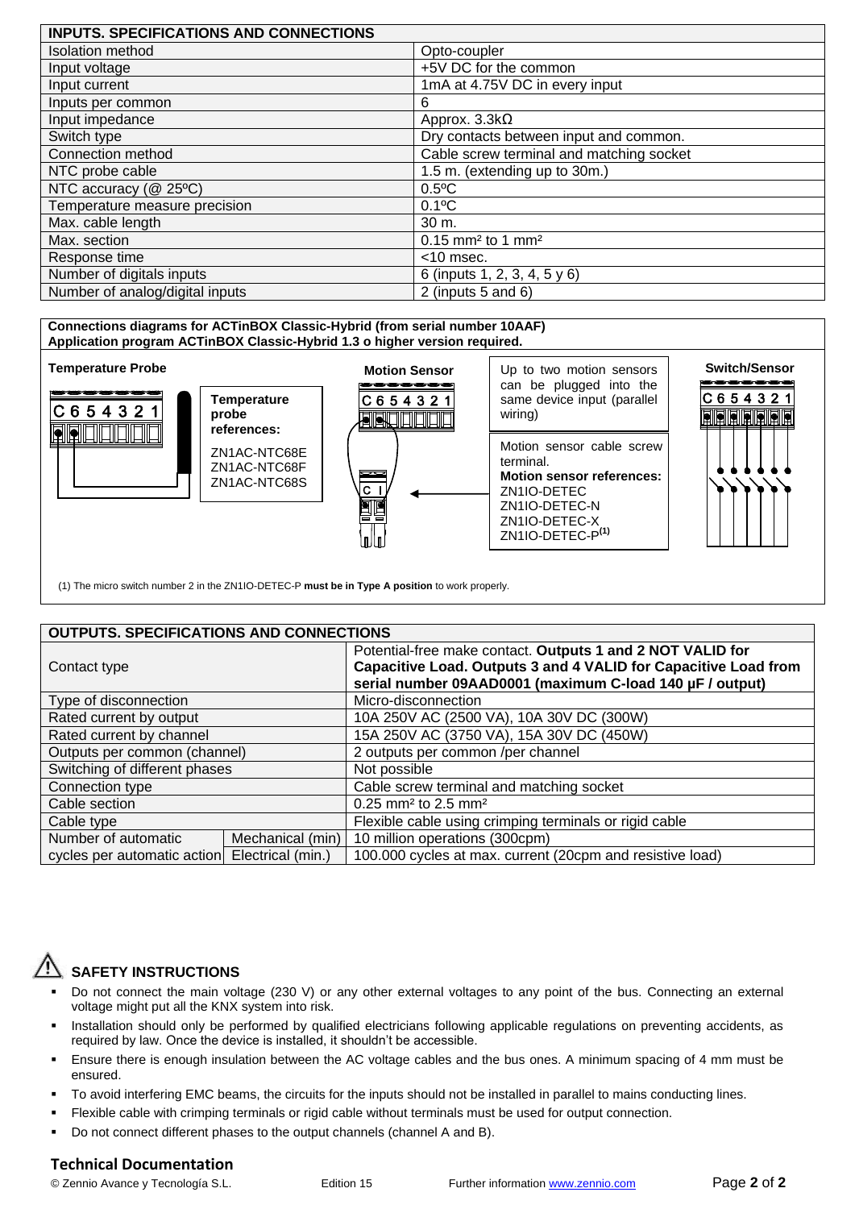| INPUTS. SPECIFICATIONS AND CONNECTIONS | |
|---|---|
| Isolation method | Opto-coupler |
| Input voltage | +5V DC for the common |
| Input current | 1mA at 4.75V DC in every input |
| Inputs per common | 6 |
| Input impedance | Approx. 3.3kΩ |
| Switch type | Dry contacts between input and common. |
| Connection method | Cable screw terminal and matching socket |
| NTC probe cable | 1.5 m. (extending up to 30m.) |
| NTC accuracy (@ 25ºC) | 0.5ºC |
| Temperature measure precision | 0.1ºC |
| Max. cable length | 30 m. |
| Max. section | 0.15 mm² to 1 mm² |
| Response time | <10 msec. |
| Number of digitals inputs | 6 (inputs 1, 2, 3, 4, 5 y 6) |
| Number of analog/digital inputs | 2 (inputs 5 and 6) |

**Connections diagrams for ACTinBOX Classic-Hybrid (from serial number 10AAF)**
**Application program ACTinBOX Classic-Hybrid 1.3 o higher version required.**

**Temperature Probe**

C 6 5 4 3 2 1

**Temperature probe references:**

ZN1AC-NTC68E
ZN1AC-NTC68F
ZN1AC-NTC68S

**Motion Sensor**

C 6 5 4 3 2 1

C I

Up to two motion sensors can be plugged into the same device input (parallel wiring)

Motion sensor cable screw terminal.

**Motion sensor references:**

ZN1IO-DETEC
ZN1IO-DETEC-N
ZN1IO-DETEC-X
ZN1IO-DETEC-P(1)

**Switch/Sensor**

C 6 5 4 3 2 1

(1) The micro switch number 2 in the ZN1IO-DETEC-P **must be in Type A position** to work properly.

| OUTPUTS. SPECIFICATIONS AND CONNECTIONS | | |
|---|---|---|
| Contact type | | Potential-free make contact. **Outputs 1 and 2 NOT VALID for Capacitive Load. Outputs 3 and 4 VALID for Capacitive Load from serial number 09AAD0001 (maximum C-load 140 µF / output)** |
| Type of disconnection | | Micro-disconnection |
| Rated current by output | | 10A 250V AC (2500 VA), 10A 30V DC (300W) |
| Rated current by channel | | 15A 250V AC (3750 VA), 15A 30V DC (450W) |
| Outputs per common (channel) | | 2 outputs per common /per channel |
| Switching of different phases | | Not possible |
| Connection type | | Cable screw terminal and matching socket |
| Cable section | | 0.25 mm² to 2.5 mm² |
| Cable type | | Flexible cable using crimping terminals or rigid cable |
| Number of automatic | Mechanical (min) | 10 million operations (300cpm) |
| cycles per automatic action | Electrical (min.) | 100.000 cycles at max. current (20cpm and resistive load) |

## SAFETY INSTRUCTIONS

- Do not connect the main voltage (230 V) or any other external voltages to any point of the bus. Connecting an external voltage might put all the KNX system into risk.
- Installation should only be performed by qualified electricians following applicable regulations on preventing accidents, as required by law. Once the device is installed, it shouldn't be accessible.
- Ensure there is enough insulation between the AC voltage cables and the bus ones. A minimum spacing of 4 mm must be ensured.
- To avoid interfering EMC beams, the circuits for the inputs should not be installed in parallel to mains conducting lines.
- Flexible cable with crimping terminals or rigid cable without terminals must be used for output connection.
- Do not connect different phases to the output channels (channel A and B).

**Technical Documentation**

© Zennio Avance y Tecnología S.L. Edition 15 Further information www.zennio.com